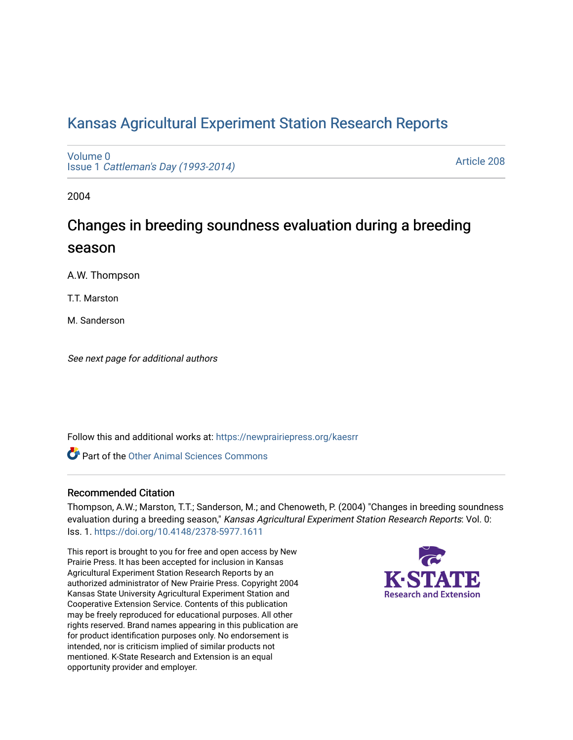# Kansas Agricultural Experiment Station Research Reports

Volume 0
Issue 1 *Cattleman's Day (1993-2014)*

Article 208

2004

## Changes in breeding soundness evaluation during a breeding season

A.W. Thompson

T.T. Marston

M. Sanderson

*See next page for additional authors*

Follow this and additional works at: https://newprairiepress.org/kaesrr

Part of the Other Animal Sciences Commons

### Recommended Citation

Thompson, A.W.; Marston, T.T.; Sanderson, M.; and Chenoweth, P. (2004) "Changes in breeding soundness evaluation during a breeding season," *Kansas Agricultural Experiment Station Research Reports*: Vol. 0: Iss. 1. https://doi.org/10.4148/2378-5977.1611

This report is brought to you for free and open access by New Prairie Press. It has been accepted for inclusion in Kansas Agricultural Experiment Station Research Reports by an authorized administrator of New Prairie Press. Copyright 2004 Kansas State University Agricultural Experiment Station and Cooperative Extension Service. Contents of this publication may be freely reproduced for educational purposes. All other rights reserved. Brand names appearing in this publication are for product identification purposes only. No endorsement is intended, nor is criticism implied of similar products not mentioned. K-State Research and Extension is an equal opportunity provider and employer.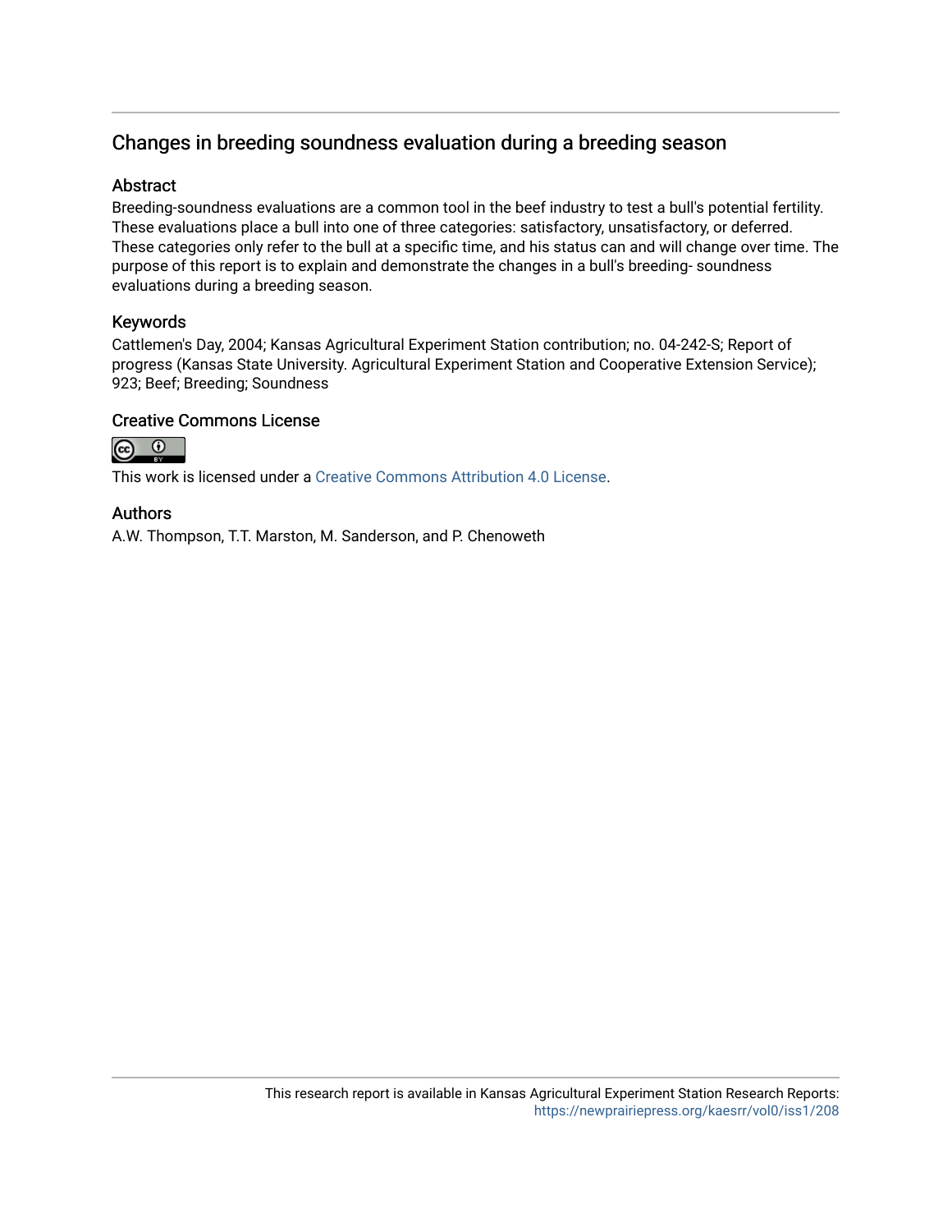## Changes in breeding soundness evaluation during a breeding season

### Abstract

Breeding-soundness evaluations are a common tool in the beef industry to test a bull's potential fertility. These evaluations place a bull into one of three categories: satisfactory, unsatisfactory, or deferred. These categories only refer to the bull at a specific time, and his status can and will change over time. The purpose of this report is to explain and demonstrate the changes in a bull's breeding- soundness evaluations during a breeding season.

### Keywords

Cattlemen's Day, 2004; Kansas Agricultural Experiment Station contribution; no. 04-242-S; Report of progress (Kansas State University. Agricultural Experiment Station and Cooperative Extension Service); 923; Beef; Breeding; Soundness

### Creative Commons License

This work is licensed under a Creative Commons Attribution 4.0 License.

### Authors

A.W. Thompson, T.T. Marston, M. Sanderson, and P. Chenoweth

This research report is available in Kansas Agricultural Experiment Station Research Reports: https://newprairiepress.org/kaesrr/vol0/iss1/208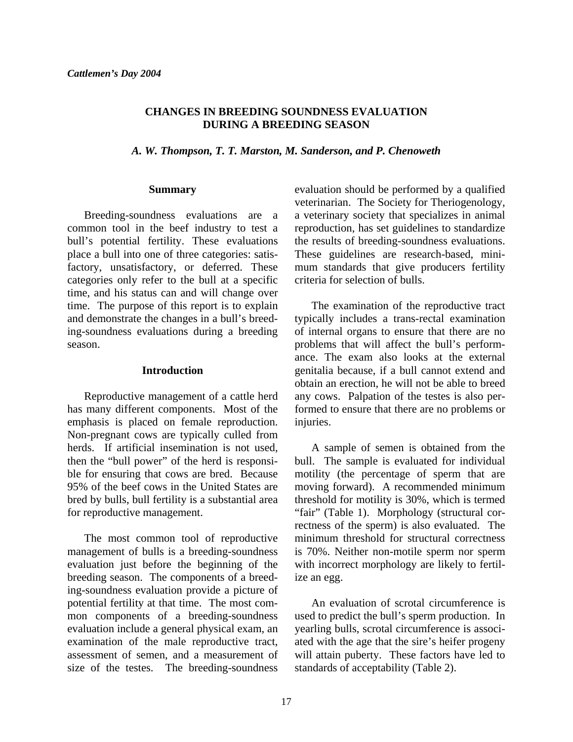*Cattlemen's Day 2004*

# CHANGES IN BREEDING SOUNDNESS EVALUATION DURING A BREEDING SEASON

*A. W. Thompson, T. T. Marston, M. Sanderson, and P. Chenoweth*

## Summary

Breeding-soundness evaluations are a common tool in the beef industry to test a bull's potential fertility. These evaluations place a bull into one of three categories: satisfactory, unsatisfactory, or deferred. These categories only refer to the bull at a specific time, and his status can and will change over time. The purpose of this report is to explain and demonstrate the changes in a bull's breeding-soundness evaluations during a breeding season.

## Introduction

Reproductive management of a cattle herd has many different components. Most of the emphasis is placed on female reproduction. Non-pregnant cows are typically culled from herds. If artificial insemination is not used, then the "bull power" of the herd is responsible for ensuring that cows are bred. Because 95% of the beef cows in the United States are bred by bulls, bull fertility is a substantial area for reproductive management.

The most common tool of reproductive management of bulls is a breeding-soundness evaluation just before the beginning of the breeding season. The components of a breeding-soundness evaluation provide a picture of potential fertility at that time. The most common components of a breeding-soundness evaluation include a general physical exam, an examination of the male reproductive tract, assessment of semen, and a measurement of size of the testes. The breeding-soundness evaluation should be performed by a qualified veterinarian. The Society for Theriogenology, a veterinary society that specializes in animal reproduction, has set guidelines to standardize the results of breeding-soundness evaluations. These guidelines are research-based, minimum standards that give producers fertility criteria for selection of bulls.

The examination of the reproductive tract typically includes a trans-rectal examination of internal organs to ensure that there are no problems that will affect the bull's performance. The exam also looks at the external genitalia because, if a bull cannot extend and obtain an erection, he will not be able to breed any cows. Palpation of the testes is also performed to ensure that there are no problems or injuries.

A sample of semen is obtained from the bull. The sample is evaluated for individual motility (the percentage of sperm that are moving forward). A recommended minimum threshold for motility is 30%, which is termed "fair" (Table 1). Morphology (structural correctness of the sperm) is also evaluated. The minimum threshold for structural correctness is 70%. Neither non-motile sperm nor sperm with incorrect morphology are likely to fertilize an egg.

An evaluation of scrotal circumference is used to predict the bull's sperm production. In yearling bulls, scrotal circumference is associated with the age that the sire's heifer progeny will attain puberty. These factors have led to standards of acceptability (Table 2).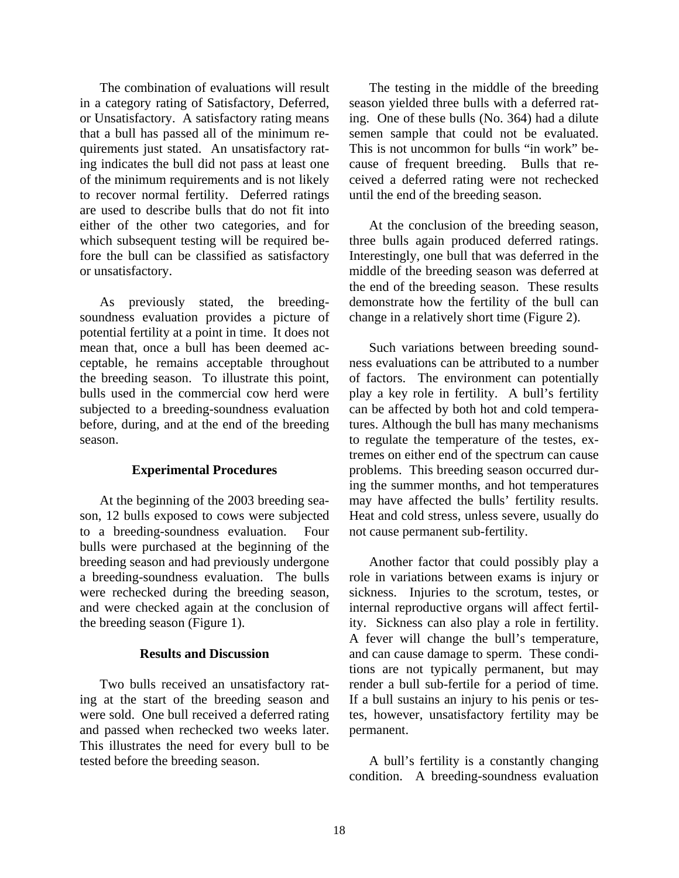The combination of evaluations will result in a category rating of Satisfactory, Deferred, or Unsatisfactory. A satisfactory rating means that a bull has passed all of the minimum requirements just stated. An unsatisfactory rating indicates the bull did not pass at least one of the minimum requirements and is not likely to recover normal fertility. Deferred ratings are used to describe bulls that do not fit into either of the other two categories, and for which subsequent testing will be required before the bull can be classified as satisfactory or unsatisfactory.

As previously stated, the breeding-soundness evaluation provides a picture of potential fertility at a point in time. It does not mean that, once a bull has been deemed acceptable, he remains acceptable throughout the breeding season. To illustrate this point, bulls used in the commercial cow herd were subjected to a breeding-soundness evaluation before, during, and at the end of the breeding season.

### Experimental Procedures

At the beginning of the 2003 breeding season, 12 bulls exposed to cows were subjected to a breeding-soundness evaluation. Four bulls were purchased at the beginning of the breeding season and had previously undergone a breeding-soundness evaluation. The bulls were rechecked during the breeding season, and were checked again at the conclusion of the breeding season (Figure 1).

### Results and Discussion

Two bulls received an unsatisfactory rating at the start of the breeding season and were sold. One bull received a deferred rating and passed when rechecked two weeks later. This illustrates the need for every bull to be tested before the breeding season.

The testing in the middle of the breeding season yielded three bulls with a deferred rating. One of these bulls (No. 364) had a dilute semen sample that could not be evaluated. This is not uncommon for bulls "in work" because of frequent breeding. Bulls that received a deferred rating were not rechecked until the end of the breeding season.

At the conclusion of the breeding season, three bulls again produced deferred ratings. Interestingly, one bull that was deferred in the middle of the breeding season was deferred at the end of the breeding season. These results demonstrate how the fertility of the bull can change in a relatively short time (Figure 2).

Such variations between breeding soundness evaluations can be attributed to a number of factors. The environment can potentially play a key role in fertility. A bull's fertility can be affected by both hot and cold temperatures. Although the bull has many mechanisms to regulate the temperature of the testes, extremes on either end of the spectrum can cause problems. This breeding season occurred during the summer months, and hot temperatures may have affected the bulls' fertility results. Heat and cold stress, unless severe, usually do not cause permanent sub-fertility.

Another factor that could possibly play a role in variations between exams is injury or sickness. Injuries to the scrotum, testes, or internal reproductive organs will affect fertility. Sickness can also play a role in fertility. A fever will change the bull's temperature, and can cause damage to sperm. These conditions are not typically permanent, but may render a bull sub-fertile for a period of time. If a bull sustains an injury to his penis or testes, however, unsatisfactory fertility may be permanent.

A bull's fertility is a constantly changing condition. A breeding-soundness evaluation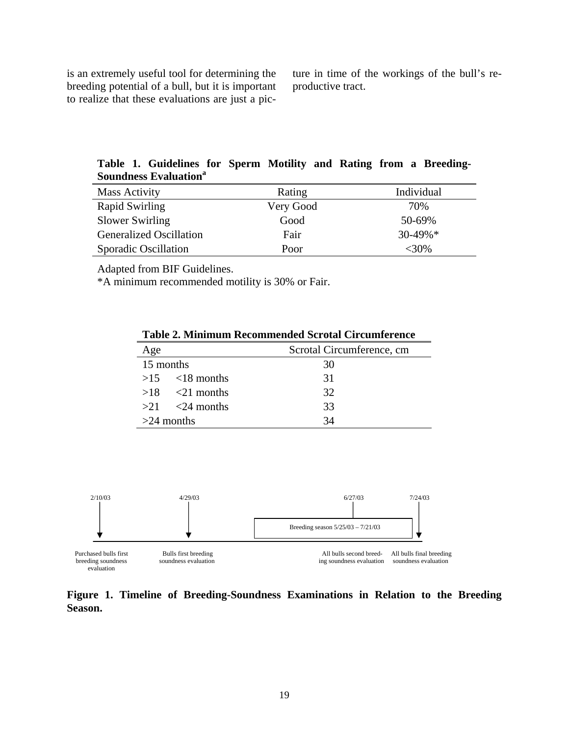is an extremely useful tool for determining the breeding potential of a bull, but it is important to realize that these evaluations are just a picture in time of the workings of the bull's reproductive tract.

**Table 1. Guidelines for Sperm Motility and Rating from a Breeding-Soundness Evaluation[a]**

| Mass Activity | Rating | Individual |
|---|---|---|
| Rapid Swirling | Very Good | 70% |
| Slower Swirling | Good | 50-69% |
| Generalized Oscillation | Fair | 30-49%* |
| Sporadic Oscillation | Poor | <30% |

Adapted from BIF Guidelines.

*A minimum recommended motility is 30% or Fair.

**Table 2. Minimum Recommended Scrotal Circumference**

| Age | Scrotal Circumference, cm |
|---|---|
| 15 months | 30 |
| >15 <18 months | 31 |
| >18 <21 months | 32 |
| >21 <24 months | 33 |
| >24 months | 34 |

- 2/10/03 — Purchased bulls first breeding soundness evaluation
- 4/29/03 — Bulls first breeding soundness evaluation
- Breeding season 5/25/03 – 7/21/03
- 6/27/03 — All bulls second breeding soundness evaluation
- 7/24/03 — All bulls final breeding soundness evaluation

**Figure 1. Timeline of Breeding-Soundness Examinations in Relation to the Breeding Season.**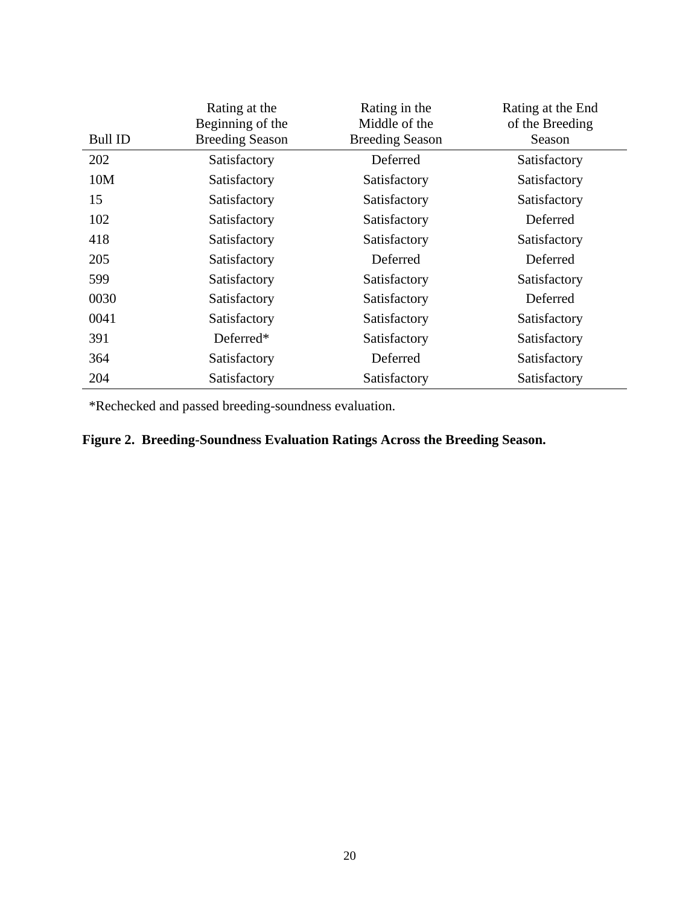| Bull ID | Rating at the Beginning of the Breeding Season | Rating in the Middle of the Breeding Season | Rating at the End of the Breeding Season |
|---|---|---|---|
| 202 | Satisfactory | Deferred | Satisfactory |
| 10M | Satisfactory | Satisfactory | Satisfactory |
| 15 | Satisfactory | Satisfactory | Satisfactory |
| 102 | Satisfactory | Satisfactory | Deferred |
| 418 | Satisfactory | Satisfactory | Satisfactory |
| 205 | Satisfactory | Deferred | Deferred |
| 599 | Satisfactory | Satisfactory | Satisfactory |
| 0030 | Satisfactory | Satisfactory | Deferred |
| 0041 | Satisfactory | Satisfactory | Satisfactory |
| 391 | Deferred* | Satisfactory | Satisfactory |
| 364 | Satisfactory | Deferred | Satisfactory |
| 204 | Satisfactory | Satisfactory | Satisfactory |

*Rechecked and passed breeding-soundness evaluation.

**Figure 2. Breeding-Soundness Evaluation Ratings Across the Breeding Season.**